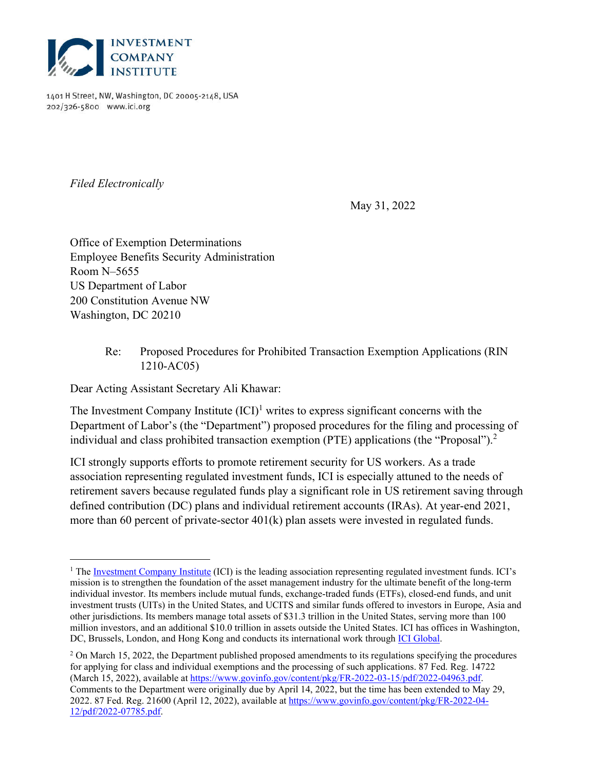INVESTMENT COMPANY INSTITUTE

1401 H Street, NW, Washington, DC 20005-2148, USA
202/326-5800 www.ici.org

*Filed Electronically*

May 31, 2022

Office of Exemption Determinations
Employee Benefits Security Administration
Room N–5655
US Department of Labor
200 Constitution Avenue NW
Washington, DC 20210

Re: Proposed Procedures for Prohibited Transaction Exemption Applications (RIN 1210-AC05)

Dear Acting Assistant Secretary Ali Khawar:

The Investment Company Institute (ICI)[1] writes to express significant concerns with the Department of Labor's (the "Department") proposed procedures for the filing and processing of individual and class prohibited transaction exemption (PTE) applications (the "Proposal").[2]

ICI strongly supports efforts to promote retirement security for US workers. As a trade association representing regulated investment funds, ICI is especially attuned to the needs of retirement savers because regulated funds play a significant role in US retirement saving through defined contribution (DC) plans and individual retirement accounts (IRAs). At year-end 2021, more than 60 percent of private-sector 401(k) plan assets were invested in regulated funds.

---

[1] The [Investment Company Institute](https://www.ici.org) (ICI) is the leading association representing regulated investment funds. ICI's mission is to strengthen the foundation of the asset management industry for the ultimate benefit of the long-term individual investor. Its members include mutual funds, exchange-traded funds (ETFs), closed-end funds, and unit investment trusts (UITs) in the United States, and UCITS and similar funds offered to investors in Europe, Asia and other jurisdictions. Its members manage total assets of $31.3 trillion in the United States, serving more than 100 million investors, and an additional $10.0 trillion in assets outside the United States. ICI has offices in Washington, DC, Brussels, London, and Hong Kong and conducts its international work through [ICI Global](https://www.ici.org/iciglobal).

[2] On March 15, 2022, the Department published proposed amendments to its regulations specifying the procedures for applying for class and individual exemptions and the processing of such applications. 87 Fed. Reg. 14722 (March 15, 2022), available at https://www.govinfo.gov/content/pkg/FR-2022-03-15/pdf/2022-04963.pdf. Comments to the Department were originally due by April 14, 2022, but the time has been extended to May 29, 2022. 87 Fed. Reg. 21600 (April 12, 2022), available at https://www.govinfo.gov/content/pkg/FR-2022-04-12/pdf/2022-07785.pdf.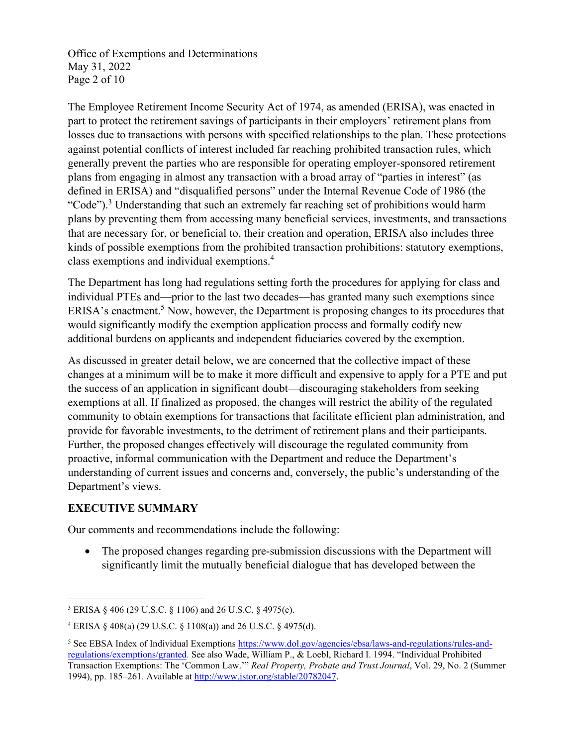The Employee Retirement Income Security Act of 1974, as amended (ERISA), was enacted in part to protect the retirement savings of participants in their employers' retirement plans from losses due to transactions with persons with specified relationships to the plan. These protections against potential conflicts of interest included far reaching prohibited transaction rules, which generally prevent the parties who are responsible for operating employer-sponsored retirement plans from engaging in almost any transaction with a broad array of "parties in interest" (as defined in ERISA) and "disqualified persons" under the Internal Revenue Code of 1986 (the "Code").[3] Understanding that such an extremely far reaching set of prohibitions would harm plans by preventing them from accessing many beneficial services, investments, and transactions that are necessary for, or beneficial to, their creation and operation, ERISA also includes three kinds of possible exemptions from the prohibited transaction prohibitions: statutory exemptions, class exemptions and individual exemptions.[4]

The Department has long had regulations setting forth the procedures for applying for class and individual PTEs and—prior to the last two decades—has granted many such exemptions since ERISA's enactment.[5] Now, however, the Department is proposing changes to its procedures that would significantly modify the exemption application process and formally codify new additional burdens on applicants and independent fiduciaries covered by the exemption.

As discussed in greater detail below, we are concerned that the collective impact of these changes at a minimum will be to make it more difficult and expensive to apply for a PTE and put the success of an application in significant doubt—discouraging stakeholders from seeking exemptions at all. If finalized as proposed, the changes will restrict the ability of the regulated community to obtain exemptions for transactions that facilitate efficient plan administration, and provide for favorable investments, to the detriment of retirement plans and their participants. Further, the proposed changes effectively will discourage the regulated community from proactive, informal communication with the Department and reduce the Department's understanding of current issues and concerns and, conversely, the public's understanding of the Department's views.

## EXECUTIVE SUMMARY

Our comments and recommendations include the following:

- The proposed changes regarding pre-submission discussions with the Department will significantly limit the mutually beneficial dialogue that has developed between the

---

[3] ERISA § 406 (29 U.S.C. § 1106) and 26 U.S.C. § 4975(c).

[4] ERISA § 408(a) (29 U.S.C. § 1108(a)) and 26 U.S.C. § 4975(d).

[5] See EBSA Index of Individual Exemptions https://www.dol.gov/agencies/ebsa/laws-and-regulations/rules-and-regulations/exemptions/granted. See also Wade, William P., & Loebl, Richard I. 1994. "Individual Prohibited Transaction Exemptions: The 'Common Law.'" *Real Property, Probate and Trust Journal*, Vol. 29, No. 2 (Summer 1994), pp. 185–261. Available at http://www.jstor.org/stable/20782047.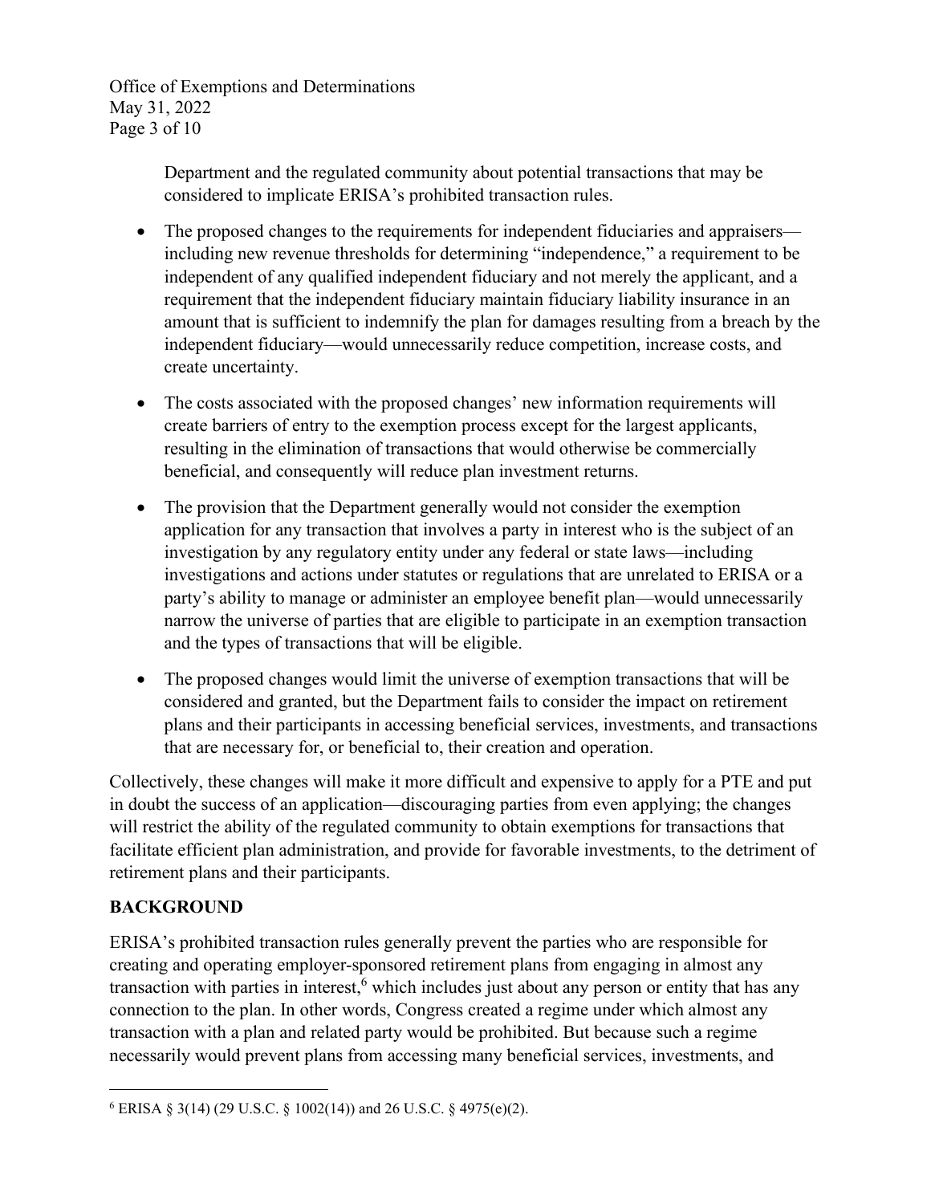Department and the regulated community about potential transactions that may be considered to implicate ERISA's prohibited transaction rules.

- The proposed changes to the requirements for independent fiduciaries and appraisers—including new revenue thresholds for determining "independence," a requirement to be independent of any qualified independent fiduciary and not merely the applicant, and a requirement that the independent fiduciary maintain fiduciary liability insurance in an amount that is sufficient to indemnify the plan for damages resulting from a breach by the independent fiduciary—would unnecessarily reduce competition, increase costs, and create uncertainty.
- The costs associated with the proposed changes' new information requirements will create barriers of entry to the exemption process except for the largest applicants, resulting in the elimination of transactions that would otherwise be commercially beneficial, and consequently will reduce plan investment returns.
- The provision that the Department generally would not consider the exemption application for any transaction that involves a party in interest who is the subject of an investigation by any regulatory entity under any federal or state laws—including investigations and actions under statutes or regulations that are unrelated to ERISA or a party's ability to manage or administer an employee benefit plan—would unnecessarily narrow the universe of parties that are eligible to participate in an exemption transaction and the types of transactions that will be eligible.
- The proposed changes would limit the universe of exemption transactions that will be considered and granted, but the Department fails to consider the impact on retirement plans and their participants in accessing beneficial services, investments, and transactions that are necessary for, or beneficial to, their creation and operation.

Collectively, these changes will make it more difficult and expensive to apply for a PTE and put in doubt the success of an application—discouraging parties from even applying; the changes will restrict the ability of the regulated community to obtain exemptions for transactions that facilitate efficient plan administration, and provide for favorable investments, to the detriment of retirement plans and their participants.

## BACKGROUND

ERISA's prohibited transaction rules generally prevent the parties who are responsible for creating and operating employer-sponsored retirement plans from engaging in almost any transaction with parties in interest,[6] which includes just about any person or entity that has any connection to the plan. In other words, Congress created a regime under which almost any transaction with a plan and related party would be prohibited. But because such a regime necessarily would prevent plans from accessing many beneficial services, investments, and

[6] ERISA § 3(14) (29 U.S.C. § 1002(14)) and 26 U.S.C. § 4975(e)(2).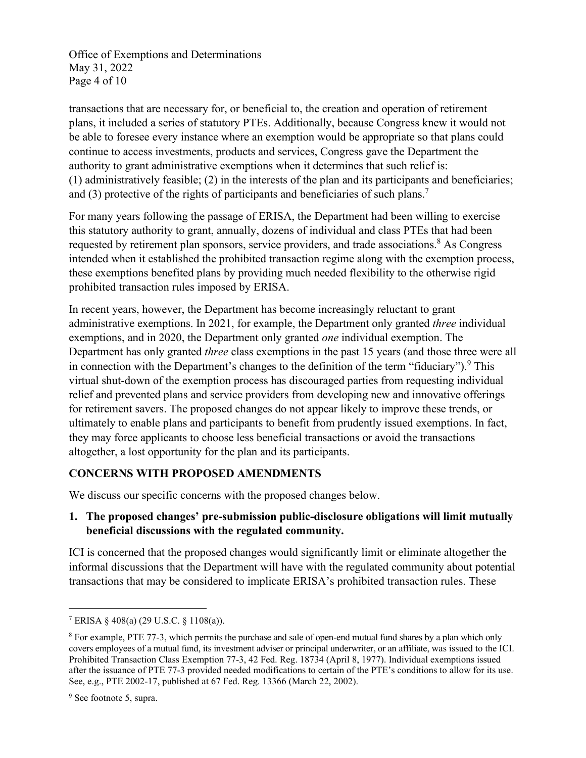transactions that are necessary for, or beneficial to, the creation and operation of retirement plans, it included a series of statutory PTEs. Additionally, because Congress knew it would not be able to foresee every instance where an exemption would be appropriate so that plans could continue to access investments, products and services, Congress gave the Department the authority to grant administrative exemptions when it determines that such relief is: (1) administratively feasible; (2) in the interests of the plan and its participants and beneficiaries; and (3) protective of the rights of participants and beneficiaries of such plans.[7]

For many years following the passage of ERISA, the Department had been willing to exercise this statutory authority to grant, annually, dozens of individual and class PTEs that had been requested by retirement plan sponsors, service providers, and trade associations.[8] As Congress intended when it established the prohibited transaction regime along with the exemption process, these exemptions benefited plans by providing much needed flexibility to the otherwise rigid prohibited transaction rules imposed by ERISA.

In recent years, however, the Department has become increasingly reluctant to grant administrative exemptions. In 2021, for example, the Department only granted *three* individual exemptions, and in 2020, the Department only granted *one* individual exemption. The Department has only granted *three* class exemptions in the past 15 years (and those three were all in connection with the Department's changes to the definition of the term "fiduciary").[9] This virtual shut-down of the exemption process has discouraged parties from requesting individual relief and prevented plans and service providers from developing new and innovative offerings for retirement savers. The proposed changes do not appear likely to improve these trends, or ultimately to enable plans and participants to benefit from prudently issued exemptions. In fact, they may force applicants to choose less beneficial transactions or avoid the transactions altogether, a lost opportunity for the plan and its participants.

## CONCERNS WITH PROPOSED AMENDMENTS

We discuss our specific concerns with the proposed changes below.

### 1. The proposed changes' pre-submission public-disclosure obligations will limit mutually beneficial discussions with the regulated community.

ICI is concerned that the proposed changes would significantly limit or eliminate altogether the informal discussions that the Department will have with the regulated community about potential transactions that may be considered to implicate ERISA's prohibited transaction rules. These

---

[7] ERISA § 408(a) (29 U.S.C. § 1108(a)).

[8] For example, PTE 77-3, which permits the purchase and sale of open-end mutual fund shares by a plan which only covers employees of a mutual fund, its investment adviser or principal underwriter, or an affiliate, was issued to the ICI. Prohibited Transaction Class Exemption 77-3, 42 Fed. Reg. 18734 (April 8, 1977). Individual exemptions issued after the issuance of PTE 77-3 provided needed modifications to certain of the PTE's conditions to allow for its use. See, e.g., PTE 2002-17, published at 67 Fed. Reg. 13366 (March 22, 2002).

[9] See footnote 5, supra.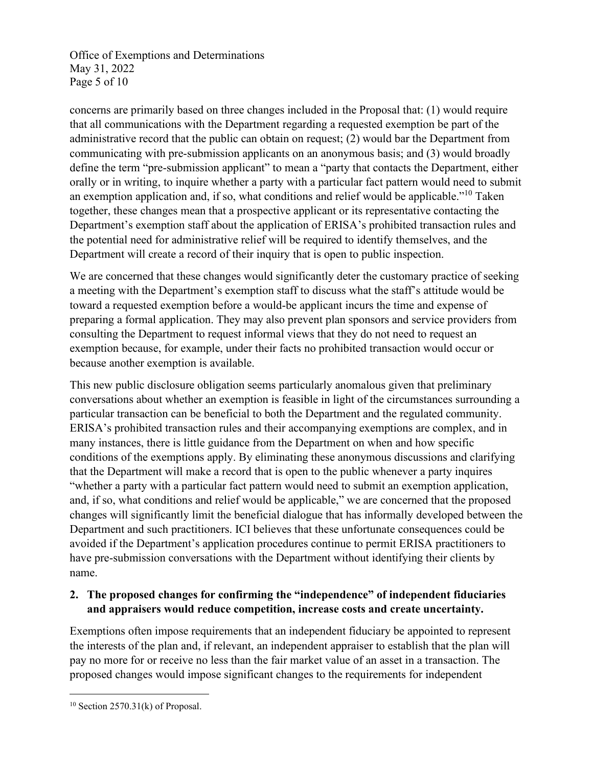concerns are primarily based on three changes included in the Proposal that: (1) would require that all communications with the Department regarding a requested exemption be part of the administrative record that the public can obtain on request; (2) would bar the Department from communicating with pre-submission applicants on an anonymous basis; and (3) would broadly define the term "pre-submission applicant" to mean a "party that contacts the Department, either orally or in writing, to inquire whether a party with a particular fact pattern would need to submit an exemption application and, if so, what conditions and relief would be applicable."[10] Taken together, these changes mean that a prospective applicant or its representative contacting the Department's exemption staff about the application of ERISA's prohibited transaction rules and the potential need for administrative relief will be required to identify themselves, and the Department will create a record of their inquiry that is open to public inspection.

We are concerned that these changes would significantly deter the customary practice of seeking a meeting with the Department's exemption staff to discuss what the staff's attitude would be toward a requested exemption before a would-be applicant incurs the time and expense of preparing a formal application. They may also prevent plan sponsors and service providers from consulting the Department to request informal views that they do not need to request an exemption because, for example, under their facts no prohibited transaction would occur or because another exemption is available.

This new public disclosure obligation seems particularly anomalous given that preliminary conversations about whether an exemption is feasible in light of the circumstances surrounding a particular transaction can be beneficial to both the Department and the regulated community. ERISA's prohibited transaction rules and their accompanying exemptions are complex, and in many instances, there is little guidance from the Department on when and how specific conditions of the exemptions apply. By eliminating these anonymous discussions and clarifying that the Department will make a record that is open to the public whenever a party inquires "whether a party with a particular fact pattern would need to submit an exemption application, and, if so, what conditions and relief would be applicable," we are concerned that the proposed changes will significantly limit the beneficial dialogue that has informally developed between the Department and such practitioners. ICI believes that these unfortunate consequences could be avoided if the Department's application procedures continue to permit ERISA practitioners to have pre-submission conversations with the Department without identifying their clients by name.

**2. The proposed changes for confirming the "independence" of independent fiduciaries and appraisers would reduce competition, increase costs and create uncertainty.**

Exemptions often impose requirements that an independent fiduciary be appointed to represent the interests of the plan and, if relevant, an independent appraiser to establish that the plan will pay no more for or receive no less than the fair market value of an asset in a transaction. The proposed changes would impose significant changes to the requirements for independent

[10] Section 2570.31(k) of Proposal.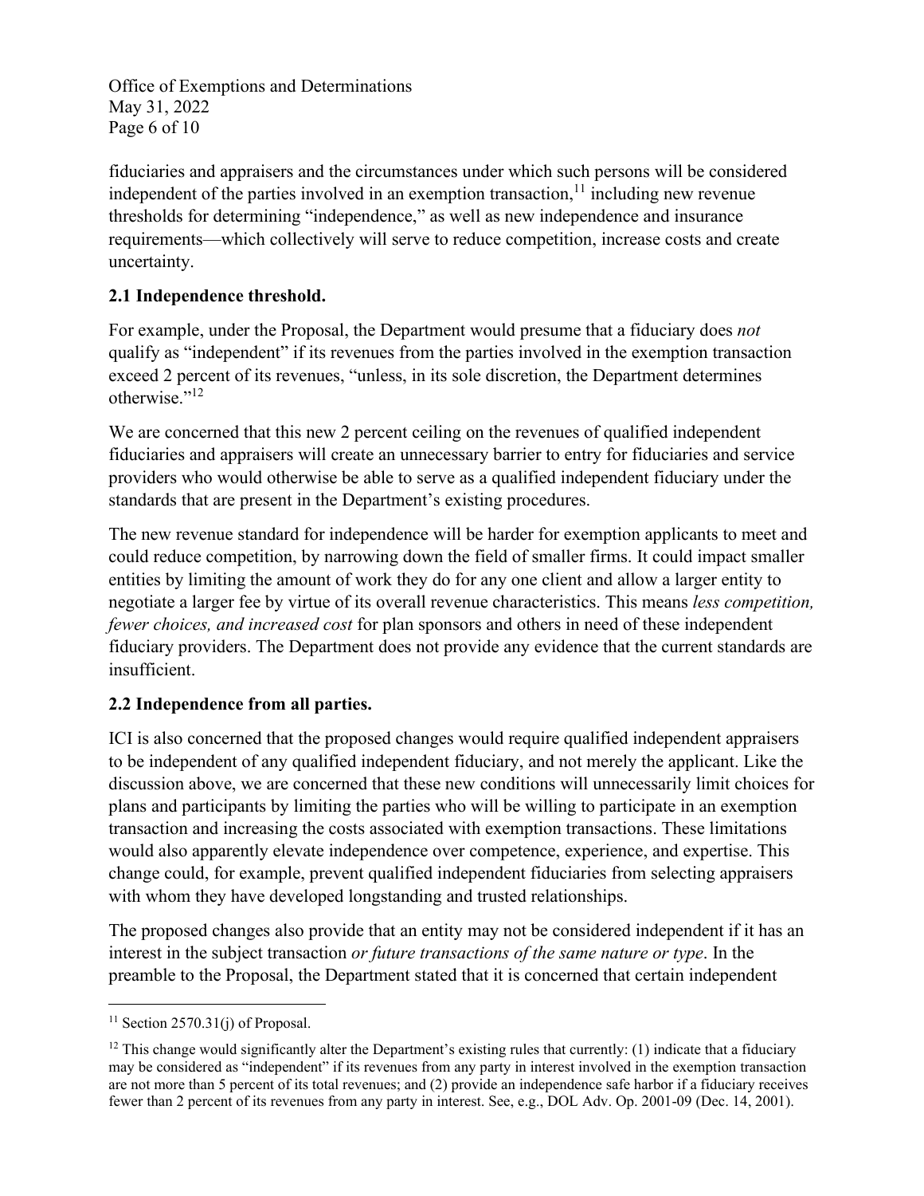fiduciaries and appraisers and the circumstances under which such persons will be considered independent of the parties involved in an exemption transaction,[11] including new revenue thresholds for determining "independence," as well as new independence and insurance requirements—which collectively will serve to reduce competition, increase costs and create uncertainty.

## 2.1 Independence threshold.

For example, under the Proposal, the Department would presume that a fiduciary does *not* qualify as "independent" if its revenues from the parties involved in the exemption transaction exceed 2 percent of its revenues, "unless, in its sole discretion, the Department determines otherwise."[12]

We are concerned that this new 2 percent ceiling on the revenues of qualified independent fiduciaries and appraisers will create an unnecessary barrier to entry for fiduciaries and service providers who would otherwise be able to serve as a qualified independent fiduciary under the standards that are present in the Department's existing procedures.

The new revenue standard for independence will be harder for exemption applicants to meet and could reduce competition, by narrowing down the field of smaller firms. It could impact smaller entities by limiting the amount of work they do for any one client and allow a larger entity to negotiate a larger fee by virtue of its overall revenue characteristics. This means *less competition, fewer choices, and increased cost* for plan sponsors and others in need of these independent fiduciary providers. The Department does not provide any evidence that the current standards are insufficient.

## 2.2 Independence from all parties.

ICI is also concerned that the proposed changes would require qualified independent appraisers to be independent of any qualified independent fiduciary, and not merely the applicant. Like the discussion above, we are concerned that these new conditions will unnecessarily limit choices for plans and participants by limiting the parties who will be willing to participate in an exemption transaction and increasing the costs associated with exemption transactions. These limitations would also apparently elevate independence over competence, experience, and expertise. This change could, for example, prevent qualified independent fiduciaries from selecting appraisers with whom they have developed longstanding and trusted relationships.

The proposed changes also provide that an entity may not be considered independent if it has an interest in the subject transaction *or future transactions of the same nature or type*. In the preamble to the Proposal, the Department stated that it is concerned that certain independent

---

[11] Section 2570.31(j) of Proposal.

[12] This change would significantly alter the Department's existing rules that currently: (1) indicate that a fiduciary may be considered as "independent" if its revenues from any party in interest involved in the exemption transaction are not more than 5 percent of its total revenues; and (2) provide an independence safe harbor if a fiduciary receives fewer than 2 percent of its revenues from any party in interest. See, e.g., DOL Adv. Op. 2001-09 (Dec. 14, 2001).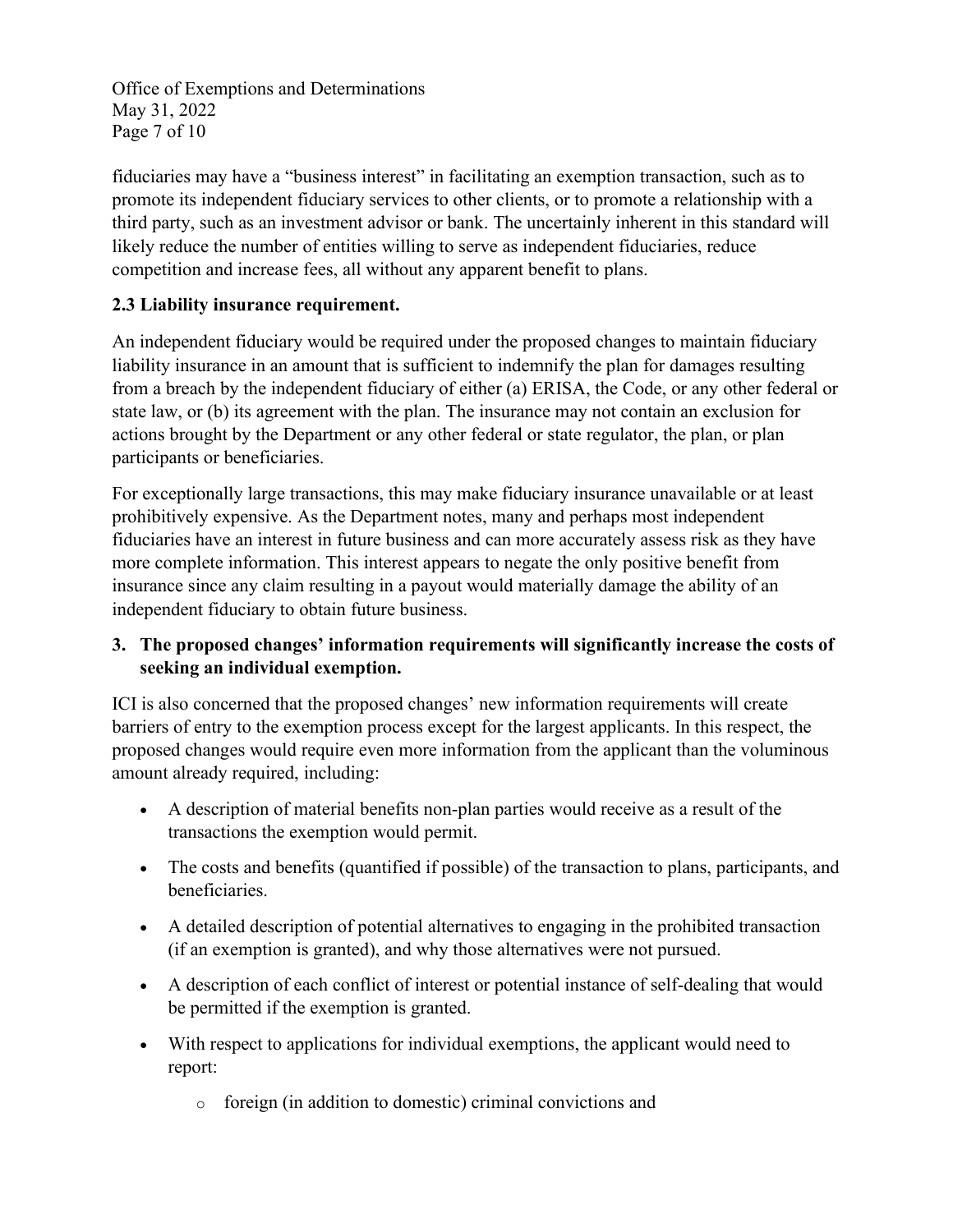fiduciaries may have a "business interest" in facilitating an exemption transaction, such as to promote its independent fiduciary services to other clients, or to promote a relationship with a third party, such as an investment advisor or bank. The uncertainly inherent in this standard will likely reduce the number of entities willing to serve as independent fiduciaries, reduce competition and increase fees, all without any apparent benefit to plans.

### 2.3 Liability insurance requirement.

An independent fiduciary would be required under the proposed changes to maintain fiduciary liability insurance in an amount that is sufficient to indemnify the plan for damages resulting from a breach by the independent fiduciary of either (a) ERISA, the Code, or any other federal or state law, or (b) its agreement with the plan. The insurance may not contain an exclusion for actions brought by the Department or any other federal or state regulator, the plan, or plan participants or beneficiaries.

For exceptionally large transactions, this may make fiduciary insurance unavailable or at least prohibitively expensive. As the Department notes, many and perhaps most independent fiduciaries have an interest in future business and can more accurately assess risk as they have more complete information. This interest appears to negate the only positive benefit from insurance since any claim resulting in a payout would materially damage the ability of an independent fiduciary to obtain future business.

## 3. The proposed changes' information requirements will significantly increase the costs of seeking an individual exemption.

ICI is also concerned that the proposed changes' new information requirements will create barriers of entry to the exemption process except for the largest applicants. In this respect, the proposed changes would require even more information from the applicant than the voluminous amount already required, including:

- A description of material benefits non-plan parties would receive as a result of the transactions the exemption would permit.
- The costs and benefits (quantified if possible) of the transaction to plans, participants, and beneficiaries.
- A detailed description of potential alternatives to engaging in the prohibited transaction (if an exemption is granted), and why those alternatives were not pursued.
- A description of each conflict of interest or potential instance of self-dealing that would be permitted if the exemption is granted.
- With respect to applications for individual exemptions, the applicant would need to report:
  - foreign (in addition to domestic) criminal convictions and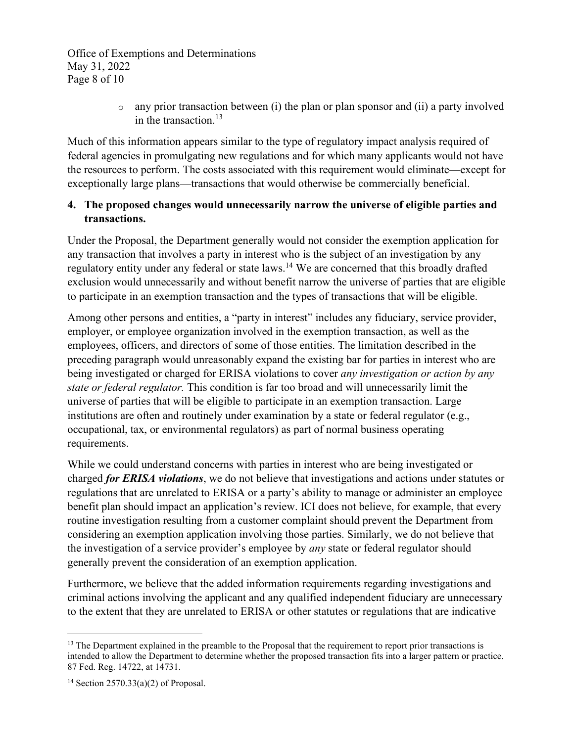- any prior transaction between (i) the plan or plan sponsor and (ii) a party involved in the transaction.[13]

Much of this information appears similar to the type of regulatory impact analysis required of federal agencies in promulgating new regulations and for which many applicants would not have the resources to perform. The costs associated with this requirement would eliminate—except for exceptionally large plans—transactions that would otherwise be commercially beneficial.

**4. The proposed changes would unnecessarily narrow the universe of eligible parties and transactions.**

Under the Proposal, the Department generally would not consider the exemption application for any transaction that involves a party in interest who is the subject of an investigation by any regulatory entity under any federal or state laws.[14] We are concerned that this broadly drafted exclusion would unnecessarily and without benefit narrow the universe of parties that are eligible to participate in an exemption transaction and the types of transactions that will be eligible.

Among other persons and entities, a "party in interest" includes any fiduciary, service provider, employer, or employee organization involved in the exemption transaction, as well as the employees, officers, and directors of some of those entities. The limitation described in the preceding paragraph would unreasonably expand the existing bar for parties in interest who are being investigated or charged for ERISA violations to cover *any investigation or action by any state or federal regulator.* This condition is far too broad and will unnecessarily limit the universe of parties that will be eligible to participate in an exemption transaction. Large institutions are often and routinely under examination by a state or federal regulator (e.g., occupational, tax, or environmental regulators) as part of normal business operating requirements.

While we could understand concerns with parties in interest who are being investigated or charged ***for ERISA violations***, we do not believe that investigations and actions under statutes or regulations that are unrelated to ERISA or a party's ability to manage or administer an employee benefit plan should impact an application's review. ICI does not believe, for example, that every routine investigation resulting from a customer complaint should prevent the Department from considering an exemption application involving those parties. Similarly, we do not believe that the investigation of a service provider's employee by *any* state or federal regulator should generally prevent the consideration of an exemption application.

Furthermore, we believe that the added information requirements regarding investigations and criminal actions involving the applicant and any qualified independent fiduciary are unnecessary to the extent that they are unrelated to ERISA or other statutes or regulations that are indicative

---

[13] The Department explained in the preamble to the Proposal that the requirement to report prior transactions is intended to allow the Department to determine whether the proposed transaction fits into a larger pattern or practice. 87 Fed. Reg. 14722, at 14731.

[14] Section 2570.33(a)(2) of Proposal.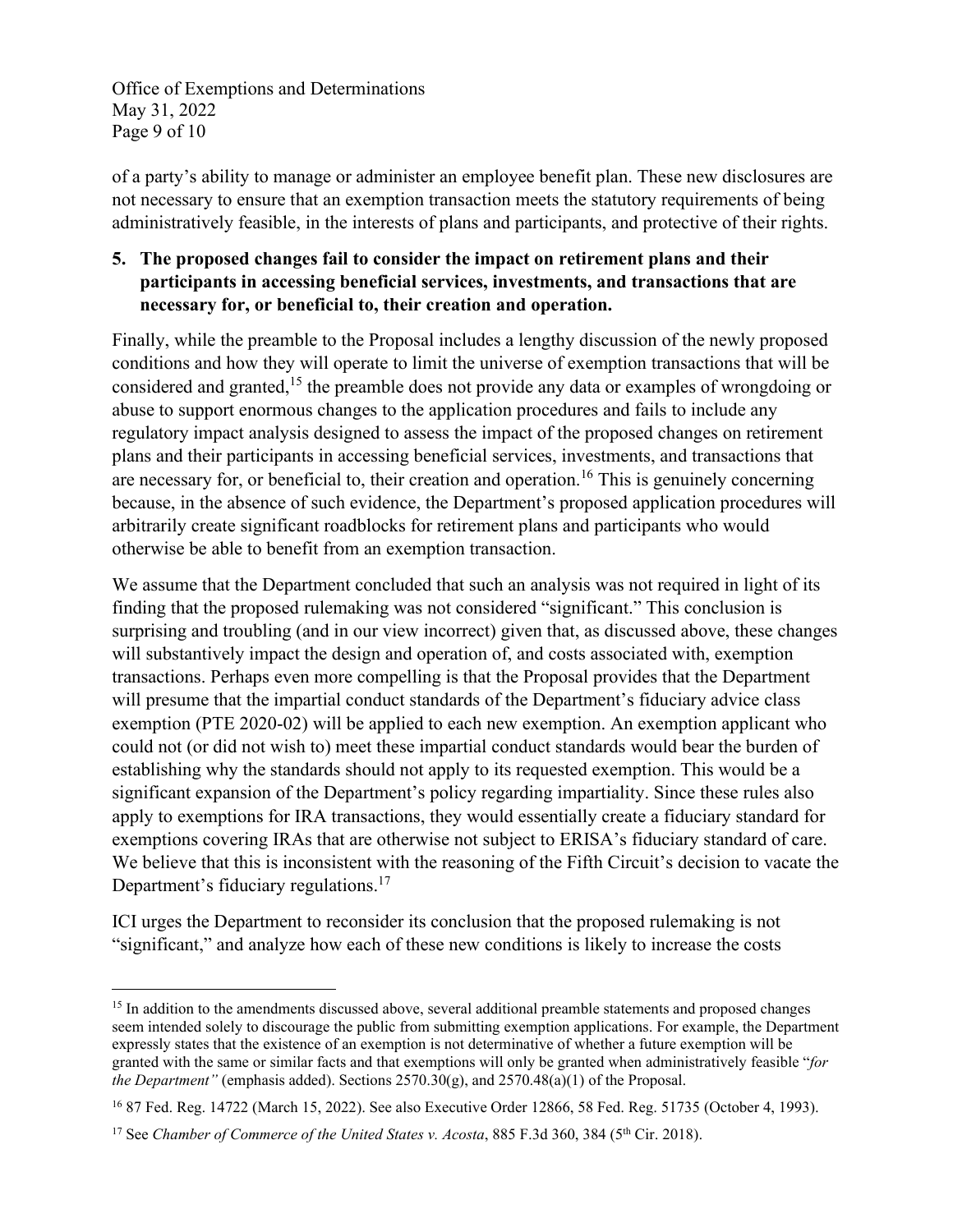of a party's ability to manage or administer an employee benefit plan. These new disclosures are not necessary to ensure that an exemption transaction meets the statutory requirements of being administratively feasible, in the interests of plans and participants, and protective of their rights.

**5. The proposed changes fail to consider the impact on retirement plans and their participants in accessing beneficial services, investments, and transactions that are necessary for, or beneficial to, their creation and operation.**

Finally, while the preamble to the Proposal includes a lengthy discussion of the newly proposed conditions and how they will operate to limit the universe of exemption transactions that will be considered and granted,[15] the preamble does not provide any data or examples of wrongdoing or abuse to support enormous changes to the application procedures and fails to include any regulatory impact analysis designed to assess the impact of the proposed changes on retirement plans and their participants in accessing beneficial services, investments, and transactions that are necessary for, or beneficial to, their creation and operation.[16] This is genuinely concerning because, in the absence of such evidence, the Department's proposed application procedures will arbitrarily create significant roadblocks for retirement plans and participants who would otherwise be able to benefit from an exemption transaction.

We assume that the Department concluded that such an analysis was not required in light of its finding that the proposed rulemaking was not considered "significant." This conclusion is surprising and troubling (and in our view incorrect) given that, as discussed above, these changes will substantively impact the design and operation of, and costs associated with, exemption transactions. Perhaps even more compelling is that the Proposal provides that the Department will presume that the impartial conduct standards of the Department's fiduciary advice class exemption (PTE 2020-02) will be applied to each new exemption. An exemption applicant who could not (or did not wish to) meet these impartial conduct standards would bear the burden of establishing why the standards should not apply to its requested exemption. This would be a significant expansion of the Department's policy regarding impartiality. Since these rules also apply to exemptions for IRA transactions, they would essentially create a fiduciary standard for exemptions covering IRAs that are otherwise not subject to ERISA's fiduciary standard of care. We believe that this is inconsistent with the reasoning of the Fifth Circuit's decision to vacate the Department's fiduciary regulations.[17]

ICI urges the Department to reconsider its conclusion that the proposed rulemaking is not "significant," and analyze how each of these new conditions is likely to increase the costs

---

[15] In addition to the amendments discussed above, several additional preamble statements and proposed changes seem intended solely to discourage the public from submitting exemption applications. For example, the Department expressly states that the existence of an exemption is not determinative of whether a future exemption will be granted with the same or similar facts and that exemptions will only be granted when administratively feasible "*for the Department"* (emphasis added). Sections 2570.30(g), and 2570.48(a)(1) of the Proposal.

[16] 87 Fed. Reg. 14722 (March 15, 2022). See also Executive Order 12866, 58 Fed. Reg. 51735 (October 4, 1993).

[17] See *Chamber of Commerce of the United States v. Acosta*, 885 F.3d 360, 384 (5th Cir. 2018).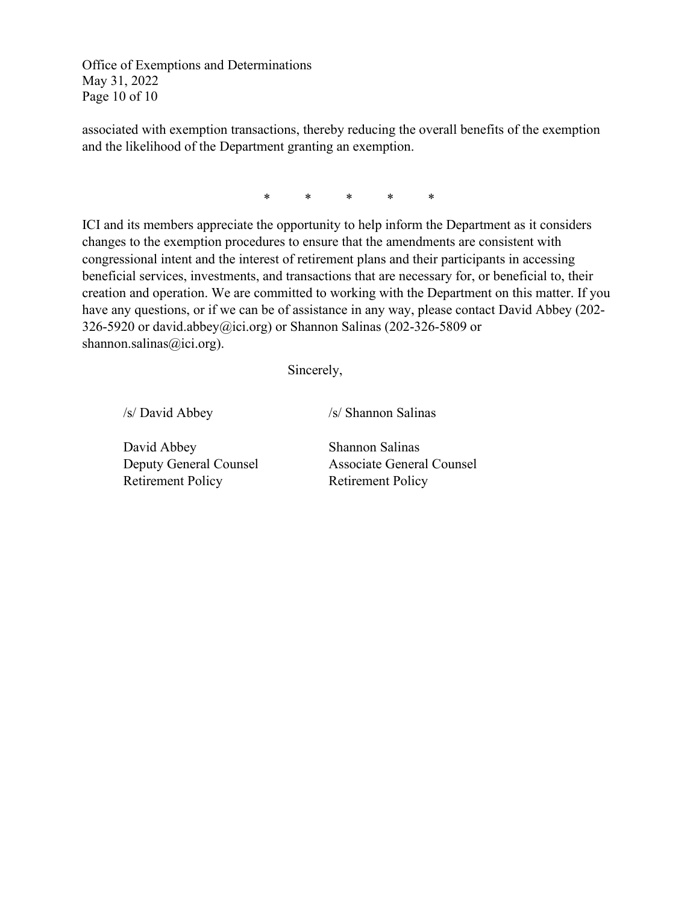associated with exemption transactions, thereby reducing the overall benefits of the exemption and the likelihood of the Department granting an exemption.

\* \* \* \* \*

ICI and its members appreciate the opportunity to help inform the Department as it considers changes to the exemption procedures to ensure that the amendments are consistent with congressional intent and the interest of retirement plans and their participants in accessing beneficial services, investments, and transactions that are necessary for, or beneficial to, their creation and operation. We are committed to working with the Department on this matter. If you have any questions, or if we can be of assistance in any way, please contact David Abbey (202-326-5920 or david.abbey@ici.org) or Shannon Salinas (202-326-5809 or shannon.salinas@ici.org).

Sincerely,

/s/ David Abbey

David Abbey
Deputy General Counsel
Retirement Policy

/s/ Shannon Salinas

Shannon Salinas
Associate General Counsel
Retirement Policy